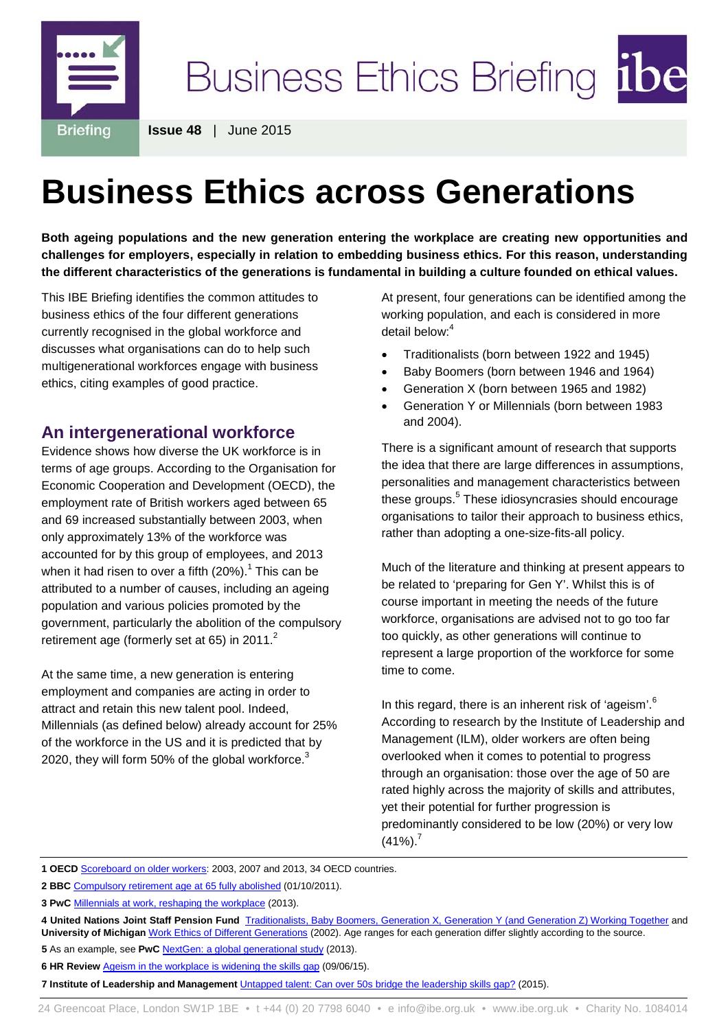Business Ethics Briefing

**Issue 48** | June 2015

# Business Ethics across Generations

**Both ageing populations and the new generation entering the workplace are creating new opportunities and challenges for employers, especially in relation to embedding business ethics. For this reason, understanding the different characteristics of the generations is fundamental in building a culture founded on ethical values.**

This IBE Briefing identifies the common attitudes to business ethics of the four different generations currently recognised in the global workforce and discusses what organisations can do to help such multigenerational workforces engage with business ethics, citing examples of good practice.

## An intergenerational workforce

Evidence shows how diverse the UK workforce is in terms of age groups. According to the Organisation for Economic Cooperation and Development (OECD), the employment rate of British workers aged between 65 and 69 increased substantially between 2003, when only approximately 13% of the workforce was accounted for by this group of employees, and 2013 when it had risen to over a fifth (20%).[1] This can be attributed to a number of causes, including an ageing population and various policies promoted by the government, particularly the abolition of the compulsory retirement age (formerly set at 65) in 2011.[2]

At the same time, a new generation is entering employment and companies are acting in order to attract and retain this new talent pool. Indeed, Millennials (as defined below) already account for 25% of the workforce in the US and it is predicted that by 2020, they will form 50% of the global workforce.[3]

At present, four generations can be identified among the working population, and each is considered in more detail below:[4]

- Traditionalists (born between 1922 and 1945)
- Baby Boomers (born between 1946 and 1964)
- Generation X (born between 1965 and 1982)
- Generation Y or Millennials (born between 1983 and 2004).

There is a significant amount of research that supports the idea that there are large differences in assumptions, personalities and management characteristics between these groups.[5] These idiosyncrasies should encourage organisations to tailor their approach to business ethics, rather than adopting a one-size-fits-all policy.

Much of the literature and thinking at present appears to be related to 'preparing for Gen Y'. Whilst this is of course important in meeting the needs of the future workforce, organisations are advised not to go too far too quickly, as other generations will continue to represent a large proportion of the workforce for some time to come.

In this regard, there is an inherent risk of 'ageism'.[6] According to research by the Institute of Leadership and Management (ILM), older workers are often being overlooked when it comes to potential to progress through an organisation: those over the age of 50 are rated highly across the majority of skills and attributes, yet their potential for further progression is predominantly considered to be low (20%) or very low (41%).[7]

---

**1 OECD** Scoreboard on older workers: 2003, 2007 and 2013, 34 OECD countries.

**2 BBC** Compulsory retirement age at 65 fully abolished (01/10/2011).

**3 PwC** Millennials at work, reshaping the workplace (2013).

**4 United Nations Joint Staff Pension Fund** Traditionalists, Baby Boomers, Generation X, Generation Y (and Generation Z) Working Together and **University of Michigan** Work Ethics of Different Generations (2002). Age ranges for each generation differ slightly according to the source.

**5** As an example, see **PwC** NextGen: a global generational study (2013).

**6 HR Review** Ageism in the workplace is widening the skills gap (09/06/15).

**7 Institute of Leadership and Management** Untapped talent: Can over 50s bridge the leadership skills gap? (2015).

24 Greencoat Place, London SW1P 1BE • t +44 (0) 20 7798 6040 • e info@ibe.org.uk • www.ibe.org.uk • Charity No. 1084014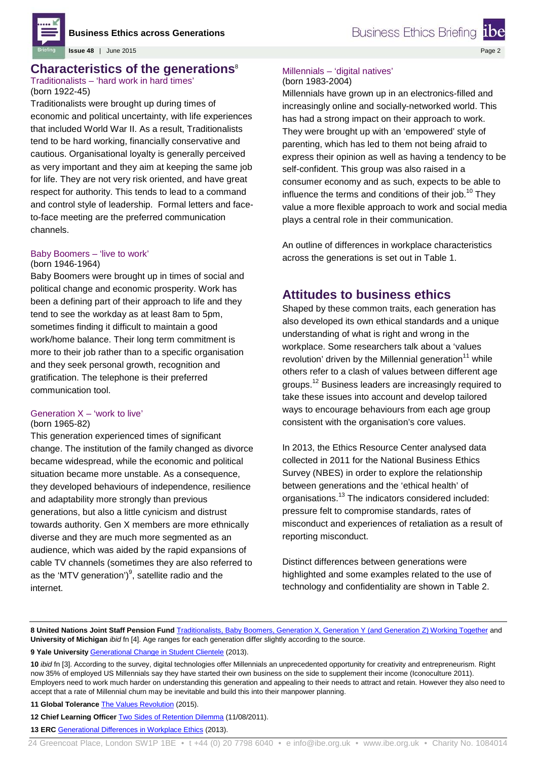## Characteristics of the generations[8]

### Traditionalists – 'hard work in hard times'

(born 1922-45)

Traditionalists were brought up during times of economic and political uncertainty, with life experiences that included World War II. As a result, Traditionalists tend to be hard working, financially conservative and cautious. Organisational loyalty is generally perceived as very important and they aim at keeping the same job for life. They are not very risk oriented, and have great respect for authority. This tends to lead to a command and control style of leadership. Formal letters and face-to-face meeting are the preferred communication channels.

### Baby Boomers – 'live to work'

(born 1946-1964)

Baby Boomers were brought up in times of social and political change and economic prosperity. Work has been a defining part of their approach to life and they tend to see the workday as at least 8am to 5pm, sometimes finding it difficult to maintain a good work/home balance. Their long term commitment is more to their job rather than to a specific organisation and they seek personal growth, recognition and gratification. The telephone is their preferred communication tool.

### Generation X – 'work to live'

(born 1965-82)

This generation experienced times of significant change. The institution of the family changed as divorce became widespread, while the economic and political situation became more unstable. As a consequence, they developed behaviours of independence, resilience and adaptability more strongly than previous generations, but also a little cynicism and distrust towards authority. Gen X members are more ethnically diverse and they are much more segmented as an audience, which was aided by the rapid expansions of cable TV channels (sometimes they are also referred to as the 'MTV generation')[9], satellite radio and the internet.

### Millennials – 'digital natives'

(born 1983-2004)

Millennials have grown up in an electronics-filled and increasingly online and socially-networked world. This has had a strong impact on their approach to work. They were brought up with an 'empowered' style of parenting, which has led to them not being afraid to express their opinion as well as having a tendency to be self-confident. This group was also raised in a consumer economy and as such, expects to be able to influence the terms and conditions of their job.[10] They value a more flexible approach to work and social media plays a central role in their communication.

An outline of differences in workplace characteristics across the generations is set out in Table 1.

## Attitudes to business ethics

Shaped by these common traits, each generation has also developed its own ethical standards and a unique understanding of what is right and wrong in the workplace. Some researchers talk about a 'values revolution' driven by the Millennial generation[11] while others refer to a clash of values between different age groups.[12] Business leaders are increasingly required to take these issues into account and develop tailored ways to encourage behaviours from each age group consistent with the organisation's core values.

In 2013, the Ethics Resource Center analysed data collected in 2011 for the National Business Ethics Survey (NBES) in order to explore the relationship between generations and the 'ethical health' of organisations.[13] The indicators considered included: pressure felt to compromise standards, rates of misconduct and experiences of retaliation as a result of reporting misconduct.

Distinct differences between generations were highlighted and some examples related to the use of technology and confidentiality are shown in Table 2.

---

**8 United Nations Joint Staff Pension Fund** Traditionalists, Baby Boomers, Generation X, Generation Y (and Generation Z) Working Together and **University of Michigan** *ibid* fn [4]. Age ranges for each generation differ slightly according to the source.

**9 Yale University** Generational Change in Student Clientele (2013).

**10** *ibid* fn [3]. According to the survey, digital technologies offer Millennials an unprecedented opportunity for creativity and entrepreneurism. Right now 35% of employed US Millennials say they have started their own business on the side to supplement their income (Iconoculture 2011). Employers need to work much harder on understanding this generation and appealing to their needs to attract and retain. However they also need to accept that a rate of Millennial churn may be inevitable and build this into their manpower planning.

**11 Global Tolerance** The Values Revolution (2015).

**12 Chief Learning Officer** Two Sides of Retention Dilemma (11/08/2011).

**13 ERC** Generational Differences in Workplace Ethics (2013).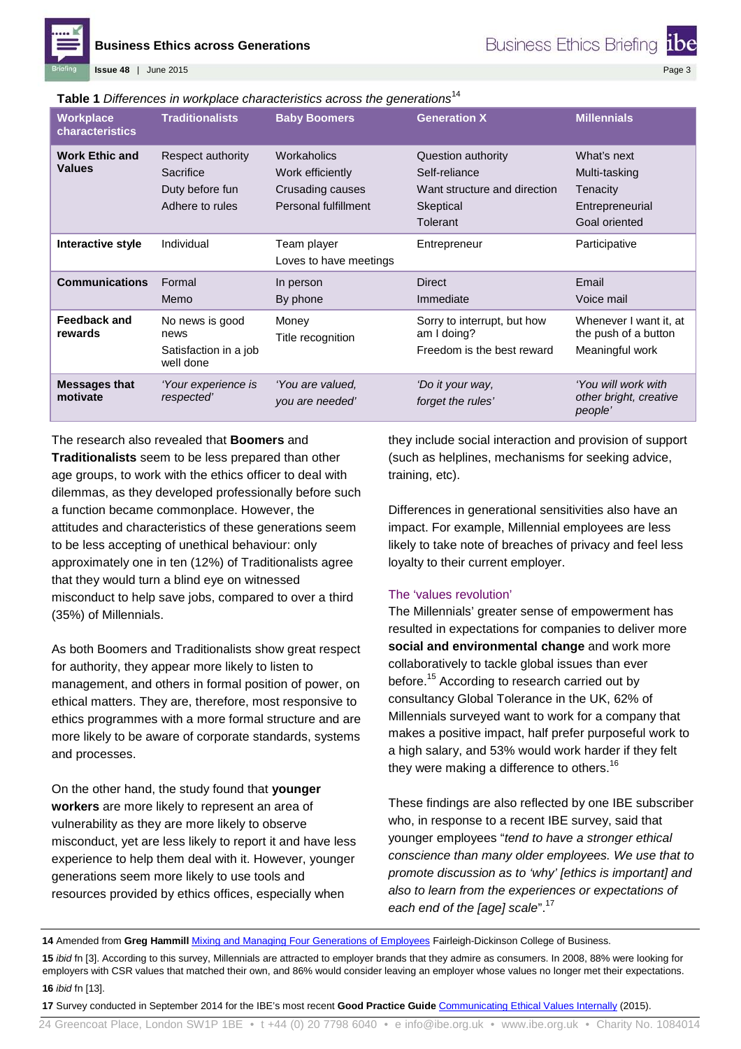**Table 1** *Differences in workplace characteristics across the generations*[14]

| Workplace characteristics | Traditionalists | Baby Boomers | Generation X | Millennials |
|---|---|---|---|---|
| **Work Ethic and Values** | Respect authority<br>Sacrifice<br>Duty before fun<br>Adhere to rules | Workaholics<br>Work efficiently<br>Crusading causes<br>Personal fulfillment | Question authority<br>Self-reliance<br>Want structure and direction<br>Skeptical<br>Tolerant | What's next<br>Multi-tasking<br>Tenacity<br>Entrepreneurial<br>Goal oriented |
| **Interactive style** | Individual | Team player<br>Loves to have meetings | Entrepreneur | Participative |
| **Communications** | Formal<br>Memo | In person<br>By phone | Direct<br>Immediate | Email<br>Voice mail |
| **Feedback and rewards** | No news is good news<br>Satisfaction in a job well done | Money<br>Title recognition | Sorry to interrupt, but how am I doing?<br>Freedom is the best reward | Whenever I want it, at the push of a button<br>Meaningful work |
| **Messages that motivate** | *'Your experience is respected'* | *'You are valued, you are needed'* | *'Do it your way, forget the rules'* | *'You will work with other bright, creative people'* |

The research also revealed that **Boomers** and **Traditionalists** seem to be less prepared than other age groups, to work with the ethics officer to deal with dilemmas, as they developed professionally before such a function became commonplace. However, the attitudes and characteristics of these generations seem to be less accepting of unethical behaviour: only approximately one in ten (12%) of Traditionalists agree that they would turn a blind eye on witnessed misconduct to help save jobs, compared to over a third (35%) of Millennials.

As both Boomers and Traditionalists show great respect for authority, they appear more likely to listen to management, and others in formal position of power, on ethical matters. They are, therefore, most responsive to ethics programmes with a more formal structure and are more likely to be aware of corporate standards, systems and processes.

On the other hand, the study found that **younger workers** are more likely to represent an area of vulnerability as they are more likely to observe misconduct, yet are less likely to report it and have less experience to help them deal with it. However, younger generations seem more likely to use tools and resources provided by ethics offices, especially when they include social interaction and provision of support (such as helplines, mechanisms for seeking advice, training, etc).

Differences in generational sensitivities also have an impact. For example, Millennial employees are less likely to take note of breaches of privacy and feel less loyalty to their current employer.

## The 'values revolution'

The Millennials' greater sense of empowerment has resulted in expectations for companies to deliver more **social and environmental change** and work more collaboratively to tackle global issues than ever before.[15] According to research carried out by consultancy Global Tolerance in the UK, 62% of Millennials surveyed want to work for a company that makes a positive impact, half prefer purposeful work to a high salary, and 53% would work harder if they felt they were making a difference to others.[16]

These findings are also reflected by one IBE subscriber who, in response to a recent IBE survey, said that younger employees "*tend to have a stronger ethical conscience than many older employees. We use that to promote discussion as to 'why' [ethics is important] and also to learn from the experiences or expectations of each end of the [age] scale*".[17]

---

**14** Amended from **Greg Hammill** Mixing and Managing Four Generations of Employees Fairleigh-Dickinson College of Business.

**15** *ibid* fn [3]. According to this survey, Millennials are attracted to employer brands that they admire as consumers. In 2008, 88% were looking for employers with CSR values that matched their own, and 86% would consider leaving an employer whose values no longer met their expectations.

**16** *ibid* fn [13].

**17** Survey conducted in September 2014 for the IBE's most recent **Good Practice Guide** Communicating Ethical Values Internally (2015).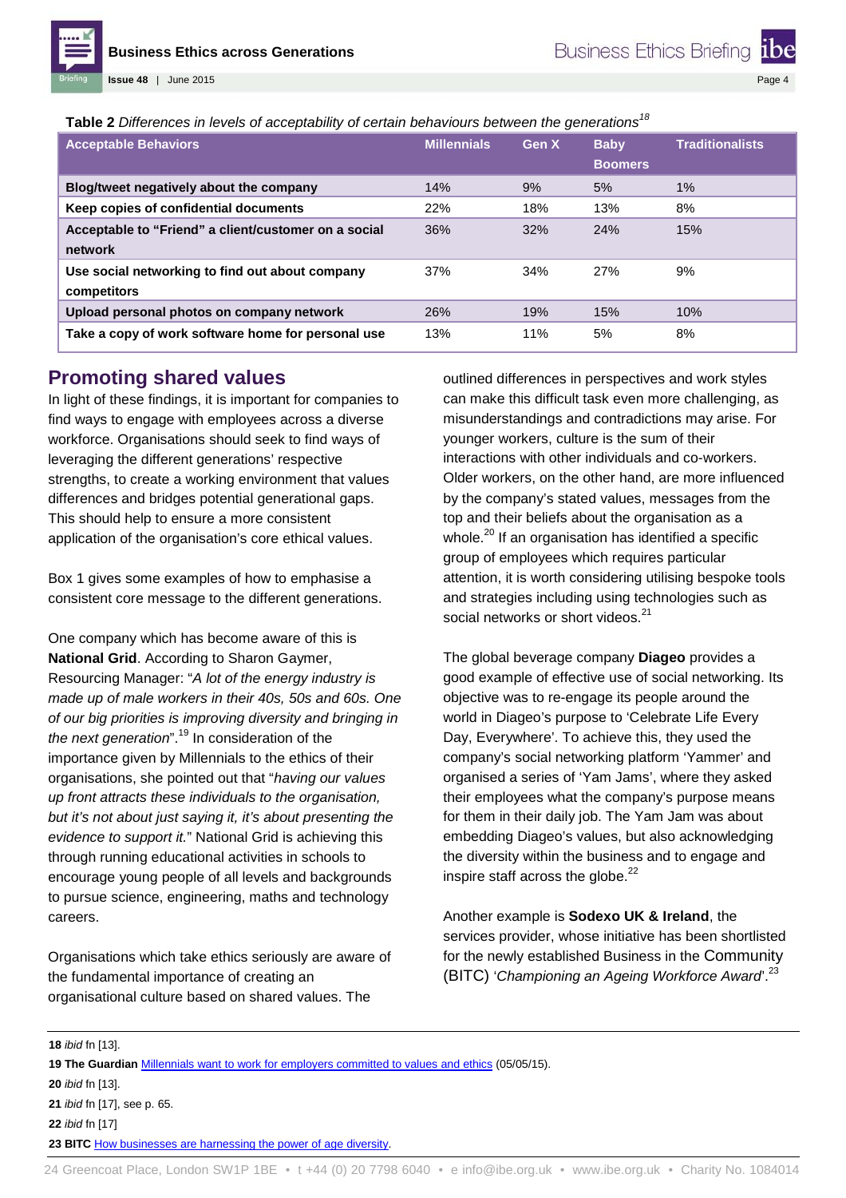**Table 2** *Differences in levels of acceptability of certain behaviours between the generations*[18]

| Acceptable Behaviors | Millennials | Gen X | Baby Boomers | Traditionalists |
|---|---|---|---|---|
| **Blog/tweet negatively about the company** | 14% | 9% | 5% | 1% |
| **Keep copies of confidential documents** | 22% | 18% | 13% | 8% |
| **Acceptable to "Friend" a client/customer on a social network** | 36% | 32% | 24% | 15% |
| **Use social networking to find out about company competitors** | 37% | 34% | 27% | 9% |
| **Upload personal photos on company network** | 26% | 19% | 15% | 10% |
| **Take a copy of work software home for personal use** | 13% | 11% | 5% | 8% |

## Promoting shared values

In light of these findings, it is important for companies to find ways to engage with employees across a diverse workforce. Organisations should seek to find ways of leveraging the different generations' respective strengths, to create a working environment that values differences and bridges potential generational gaps. This should help to ensure a more consistent application of the organisation's core ethical values.

Box 1 gives some examples of how to emphasise a consistent core message to the different generations.

One company which has become aware of this is **National Grid**. According to Sharon Gaymer, Resourcing Manager: "*A lot of the energy industry is made up of male workers in their 40s, 50s and 60s. One of our big priorities is improving diversity and bringing in the next generation*".[19] In consideration of the importance given by Millennials to the ethics of their organisations, she pointed out that "*having our values up front attracts these individuals to the organisation, but it's not about just saying it, it's about presenting the evidence to support it.*" National Grid is achieving this through running educational activities in schools to encourage young people of all levels and backgrounds to pursue science, engineering, maths and technology careers.

Organisations which take ethics seriously are aware of the fundamental importance of creating an organisational culture based on shared values. The outlined differences in perspectives and work styles can make this difficult task even more challenging, as misunderstandings and contradictions may arise. For younger workers, culture is the sum of their interactions with other individuals and co-workers. Older workers, on the other hand, are more influenced by the company's stated values, messages from the top and their beliefs about the organisation as a whole.[20] If an organisation has identified a specific group of employees which requires particular attention, it is worth considering utilising bespoke tools and strategies including using technologies such as social networks or short videos.[21]

The global beverage company **Diageo** provides a good example of effective use of social networking. Its objective was to re-engage its people around the world in Diageo's purpose to 'Celebrate Life Every Day, Everywhere'. To achieve this, they used the company's social networking platform 'Yammer' and organised a series of 'Yam Jams', where they asked their employees what the company's purpose means for them in their daily job. The Yam Jam was about embedding Diageo's values, but also acknowledging the diversity within the business and to engage and inspire staff across the globe.[22]

Another example is **Sodexo UK & Ireland**, the services provider, whose initiative has been shortlisted for the newly established Business in the Community (BITC) '*Championing an Ageing Workforce Award*'.[23]

---

**18** *ibid* fn [13].

**19 The Guardian** Millennials want to work for employers committed to values and ethics (05/05/15).

**20** *ibid* fn [13].

**21** *ibid* fn [17], see p. 65.

**22** *ibid* fn [17]

**23 BITC** How businesses are harnessing the power of age diversity.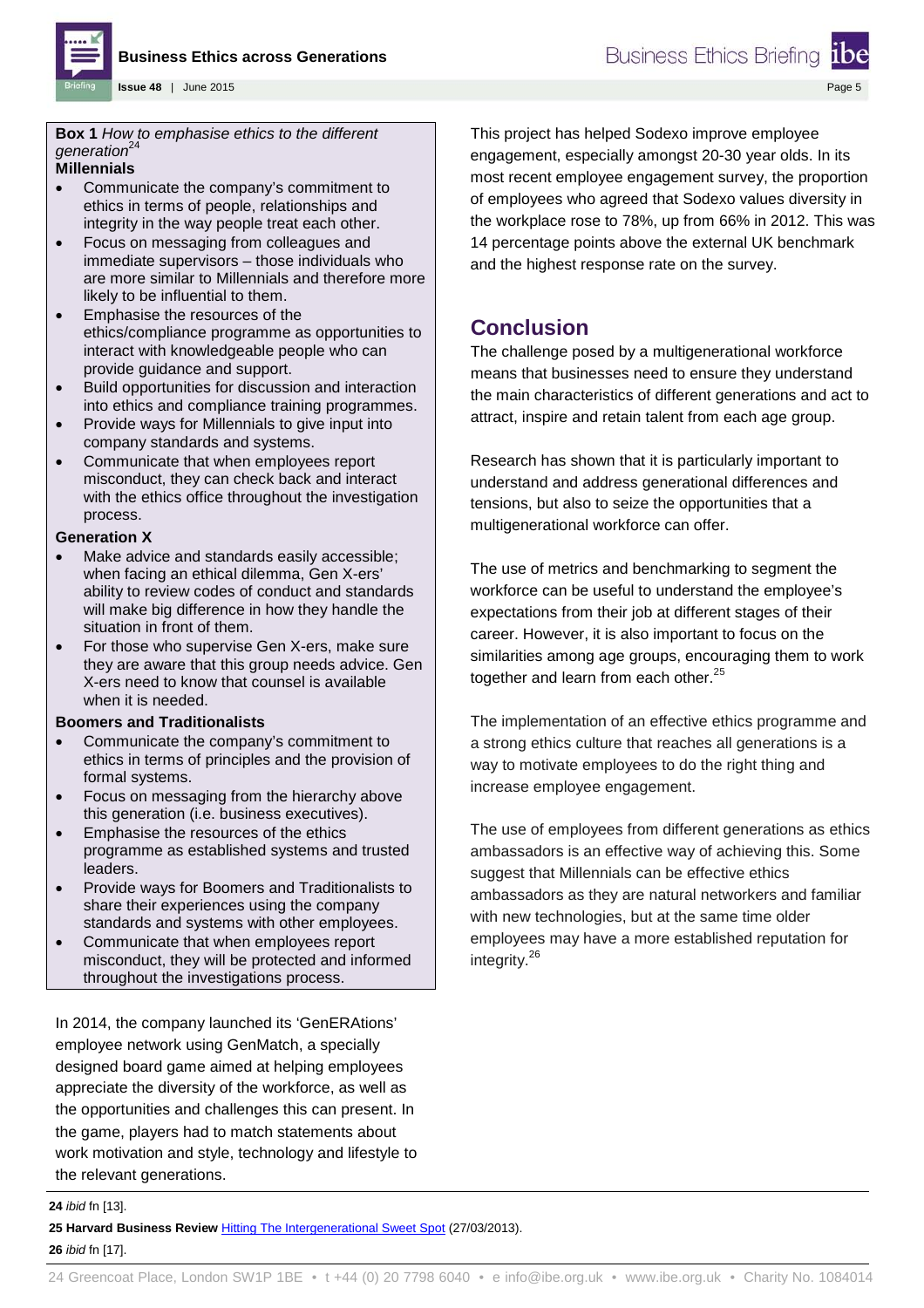**Box 1** *How to emphasise ethics to the different generation*[24]

**Millennials**

- Communicate the company's commitment to ethics in terms of people, relationships and integrity in the way people treat each other.
- Focus on messaging from colleagues and immediate supervisors – those individuals who are more similar to Millennials and therefore more likely to be influential to them.
- Emphasise the resources of the ethics/compliance programme as opportunities to interact with knowledgeable people who can provide guidance and support.
- Build opportunities for discussion and interaction into ethics and compliance training programmes.
- Provide ways for Millennials to give input into company standards and systems.
- Communicate that when employees report misconduct, they can check back and interact with the ethics office throughout the investigation process.

**Generation X**

- Make advice and standards easily accessible; when facing an ethical dilemma, Gen X-ers' ability to review codes of conduct and standards will make big difference in how they handle the situation in front of them.
- For those who supervise Gen X-ers, make sure they are aware that this group needs advice. Gen X-ers need to know that counsel is available when it is needed.

**Boomers and Traditionalists**

- Communicate the company's commitment to ethics in terms of principles and the provision of formal systems.
- Focus on messaging from the hierarchy above this generation (i.e. business executives).
- Emphasise the resources of the ethics programme as established systems and trusted leaders.
- Provide ways for Boomers and Traditionalists to share their experiences using the company standards and systems with other employees.
- Communicate that when employees report misconduct, they will be protected and informed throughout the investigations process.

In 2014, the company launched its 'GenERAtions' employee network using GenMatch, a specially designed board game aimed at helping employees appreciate the diversity of the workforce, as well as the opportunities and challenges this can present. In the game, players had to match statements about work motivation and style, technology and lifestyle to the relevant generations.

This project has helped Sodexo improve employee engagement, especially amongst 20-30 year olds. In its most recent employee engagement survey, the proportion of employees who agreed that Sodexo values diversity in the workplace rose to 78%, up from 66% in 2012. This was 14 percentage points above the external UK benchmark and the highest response rate on the survey.

## Conclusion

The challenge posed by a multigenerational workforce means that businesses need to ensure they understand the main characteristics of different generations and act to attract, inspire and retain talent from each age group.

Research has shown that it is particularly important to understand and address generational differences and tensions, but also to seize the opportunities that a multigenerational workforce can offer.

The use of metrics and benchmarking to segment the workforce can be useful to understand the employee's expectations from their job at different stages of their career. However, it is also important to focus on the similarities among age groups, encouraging them to work together and learn from each other.[25]

The implementation of an effective ethics programme and a strong ethics culture that reaches all generations is a way to motivate employees to do the right thing and increase employee engagement.

The use of employees from different generations as ethics ambassadors is an effective way of achieving this. Some suggest that Millennials can be effective ethics ambassadors as they are natural networkers and familiar with new technologies, but at the same time older employees may have a more established reputation for integrity.[26]

---

**24** *ibid* fn [13].

**25 Harvard Business Review** Hitting The Intergenerational Sweet Spot (27/03/2013).

**26** *ibid* fn [17].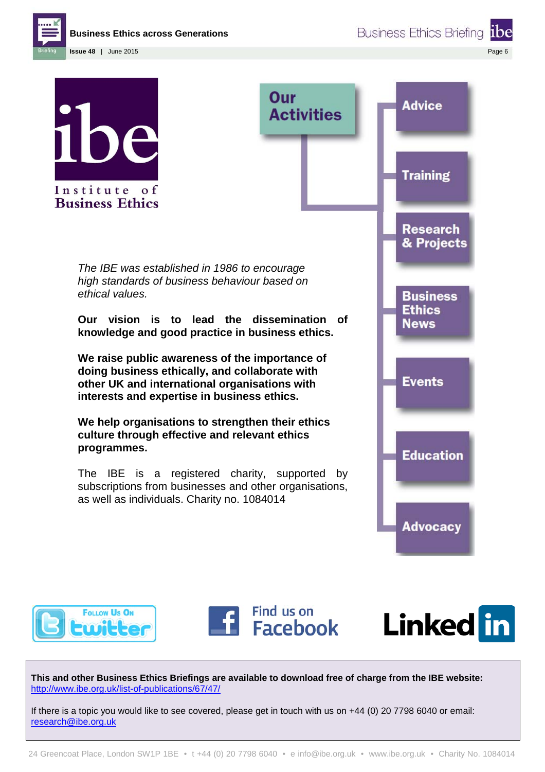ibe

Institute of
**Business Ethics**

## Our Activities

- Advice
- Training
- Research & Projects
- Business Ethics News
- Events
- Education
- Advocacy

*The IBE was established in 1986 to encourage high standards of business behaviour based on ethical values.*

**Our vision is to lead the dissemination of knowledge and good practice in business ethics.**

**We raise public awareness of the importance of doing business ethically, and collaborate with other UK and international organisations with interests and expertise in business ethics.**

**We help organisations to strengthen their ethics culture through effective and relevant ethics programmes.**

The IBE is a registered charity, supported by subscriptions from businesses and other organisations, as well as individuals. Charity no. 1084014

Follow Us On twitter

Find us on Facebook

LinkedIn

**This and other Business Ethics Briefings are available to download free of charge from the IBE website:** http://www.ibe.org.uk/list-of-publications/67/47/

If there is a topic you would like to see covered, please get in touch with us on +44 (0) 20 7798 6040 or email: research@ibe.org.uk

24 Greencoat Place, London SW1P 1BE • t +44 (0) 20 7798 6040 • e info@ibe.org.uk • www.ibe.org.uk • Charity No. 1084014